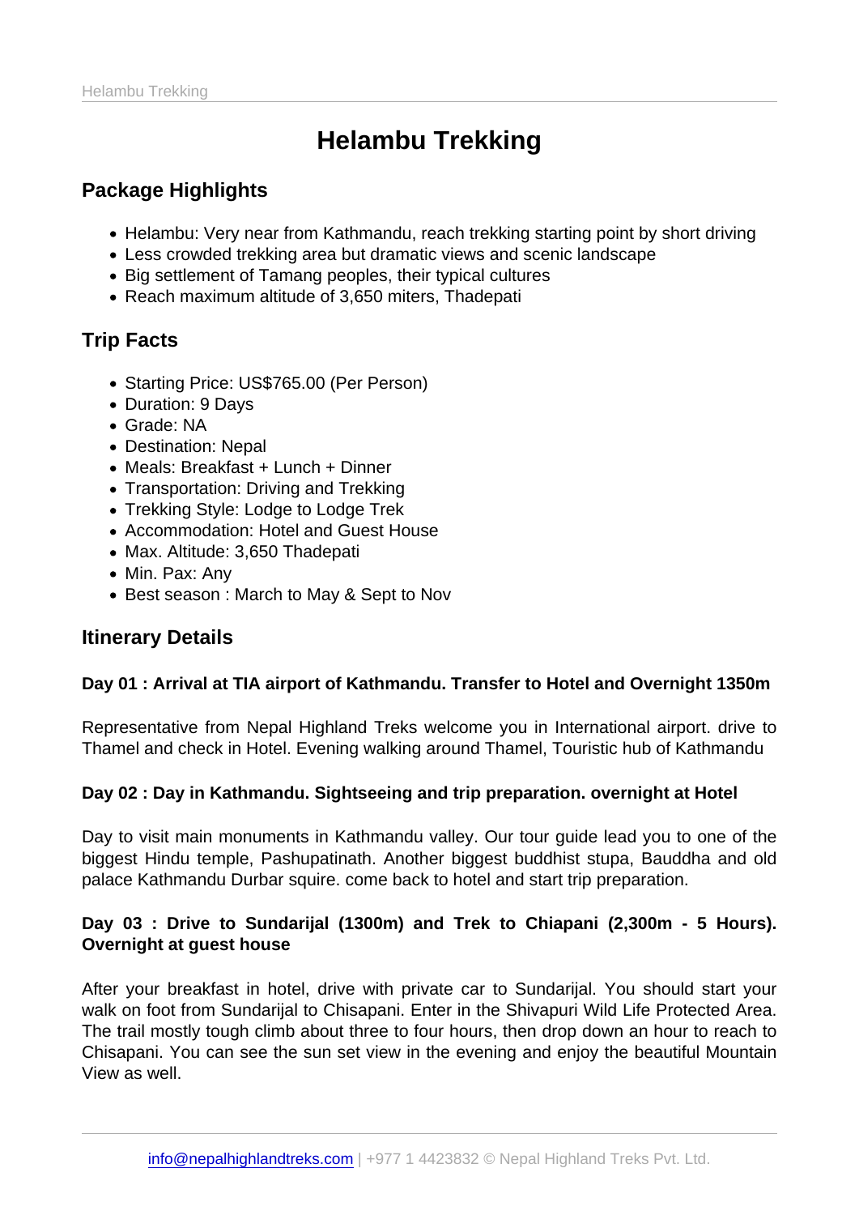# Helambu Trekking

## Package Highlights

- Helambu: Very near from Kathmandu, reach trekking starting point by short driving
- Less crowded trekking area but dramatic views and scenic landscape
- Big settlement of Tamang peoples, their typical cultures
- Reach maximum altitude of 3,650 miters, Thadepati

## Trip Facts

- Starting Price: US$765.00 (Per Person)
- Duration: 9 Days
- Grade: NA
- Destination: Nepal
- Meals: Breakfast + Lunch + Dinner
- Transportation: Driving and Trekking
- Trekking Style: Lodge to Lodge Trek
- Accommodation: Hotel and Guest House
- Max. Altitude: 3,650 Thadepati
- Min. Pax: Any
- Best season : March to May & Sept to Nov

## Itinerary Details

**Day 01 : Arrival at TIA airport of Kathmandu. Transfer to Hotel and Overnight 1350m**

Representative from Nepal Highland Treks welcome you in International airport. drive to Thamel and check in Hotel. Evening walking around Thamel, Touristic hub of Kathmandu

**Day 02 : Day in Kathmandu. Sightseeing and trip preparation. overnight at Hotel**

Day to visit main monuments in Kathmandu valley. Our tour guide lead you to one of the biggest Hindu temple, Pashupatinath. Another biggest buddhist stupa, Bauddha and old palace Kathmandu Durbar squire. come back to hotel and start trip preparation.

**Day 03 : Drive to Sundarijal (1300m) and Trek to Chiapani (2,300m - 5 Hours). Overnight at guest house**

After your breakfast in hotel, drive with private car to Sundarijal. You should start your walk on foot from Sundarijal to Chisapani. Enter in the Shivapuri Wild Life Protected Area. The trail mostly tough climb about three to four hours, then drop down an hour to reach to Chisapani. You can see the sun set view in the evening and enjoy the beautiful Mountain View as well.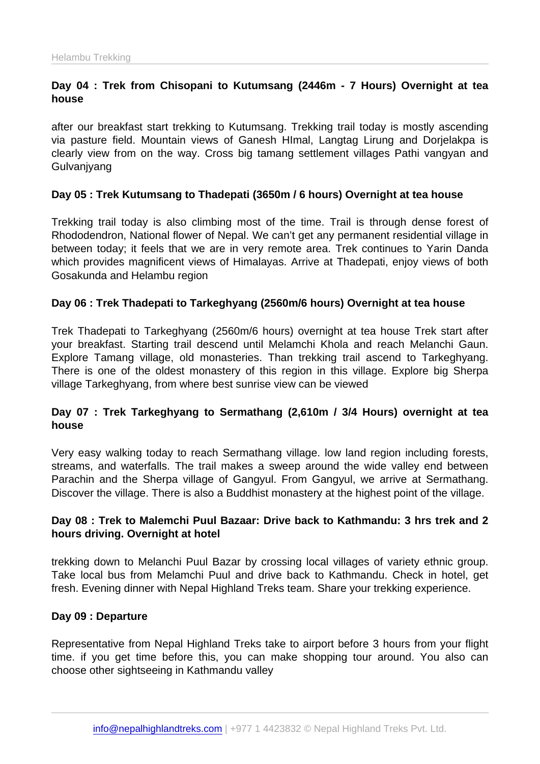**Day 04 : Trek from Chisopani to Kutumsang (2446m - 7 Hours) Overnight at tea house**

after our breakfast start trekking to Kutumsang. Trekking trail today is mostly ascending via pasture field. Mountain views of Ganesh HImal, Langtag Lirung and Dorjelakpa is clearly view from on the way. Cross big tamang settlement villages Pathi vangyan and Gulvanjyang

**Day 05 : Trek Kutumsang to Thadepati (3650m / 6 hours) Overnight at tea house**

Trekking trail today is also climbing most of the time. Trail is through dense forest of Rhododendron, National flower of Nepal. We can't get any permanent residential village in between today; it feels that we are in very remote area. Trek continues to Yarin Danda which provides magnificent views of Himalayas. Arrive at Thadepati, enjoy views of both Gosakunda and Helambu region

**Day 06 : Trek Thadepati to Tarkeghyang (2560m/6 hours) Overnight at tea house**

Trek Thadepati to Tarkeghyang (2560m/6 hours) overnight at tea house Trek start after your breakfast. Starting trail descend until Melamchi Khola and reach Melanchi Gaun. Explore Tamang village, old monasteries. Than trekking trail ascend to Tarkeghyang. There is one of the oldest monastery of this region in this village. Explore big Sherpa village Tarkeghyang, from where best sunrise view can be viewed

**Day 07 : Trek Tarkeghyang to Sermathang (2,610m / 3/4 Hours) overnight at tea house**

Very easy walking today to reach Sermathang village. low land region including forests, streams, and waterfalls. The trail makes a sweep around the wide valley end between Parachin and the Sherpa village of Gangyul. From Gangyul, we arrive at Sermathang. Discover the village. There is also a Buddhist monastery at the highest point of the village.

**Day 08 : Trek to Malemchi Puul Bazaar: Drive back to Kathmandu: 3 hrs trek and 2 hours driving. Overnight at hotel**

trekking down to Melanchi Puul Bazar by crossing local villages of variety ethnic group. Take local bus from Melamchi Puul and drive back to Kathmandu. Check in hotel, get fresh. Evening dinner with Nepal Highland Treks team. Share your trekking experience.

**Day 09 : Departure**

Representative from Nepal Highland Treks take to airport before 3 hours from your flight time. if you get time before this, you can make shopping tour around. You also can choose other sightseeing in Kathmandu valley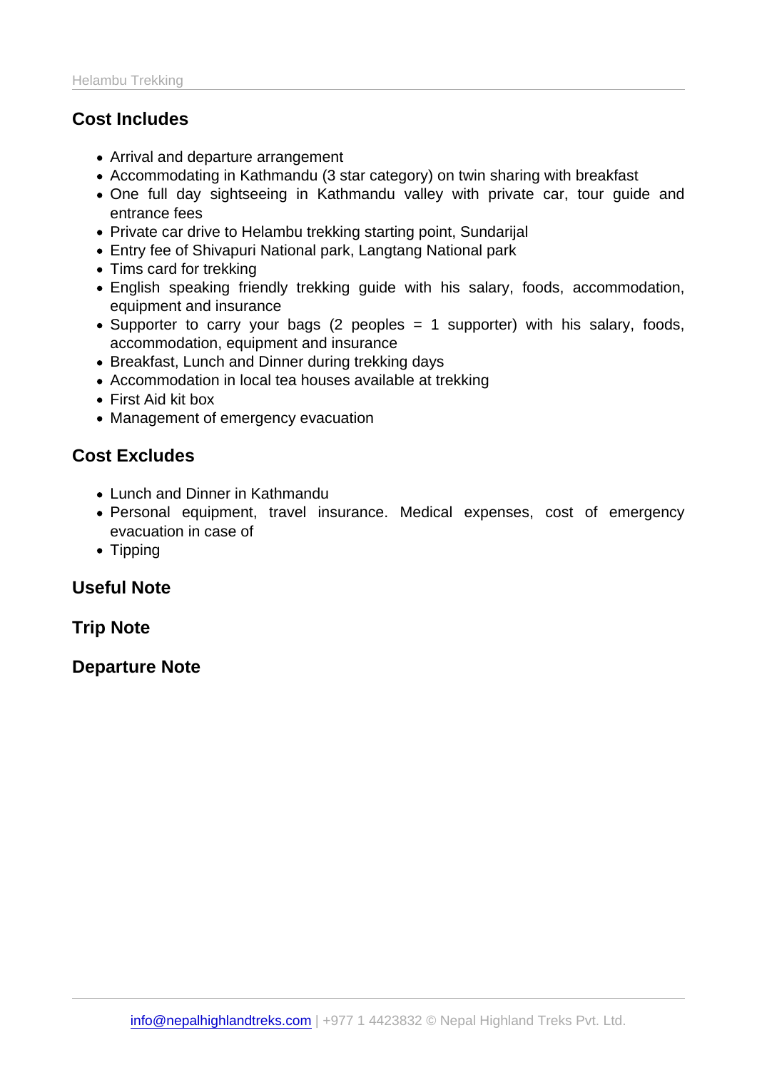## Cost Includes

- Arrival and departure arrangement
- Accommodating in Kathmandu (3 star category) on twin sharing with breakfast
- One full day sightseeing in Kathmandu valley with private car, tour guide and entrance fees
- Private car drive to Helambu trekking starting point, Sundarijal
- Entry fee of Shivapuri National park, Langtang National park
- Tims card for trekking
- English speaking friendly trekking guide with his salary, foods, accommodation, equipment and insurance
- Supporter to carry your bags (2 peoples = 1 supporter) with his salary, foods, accommodation, equipment and insurance
- Breakfast, Lunch and Dinner during trekking days
- Accommodation in local tea houses available at trekking
- First Aid kit box
- Management of emergency evacuation

## Cost Excludes

- Lunch and Dinner in Kathmandu
- Personal equipment, travel insurance. Medical expenses, cost of emergency evacuation in case of
- Tipping

## Useful Note

## Trip Note

## Departure Note